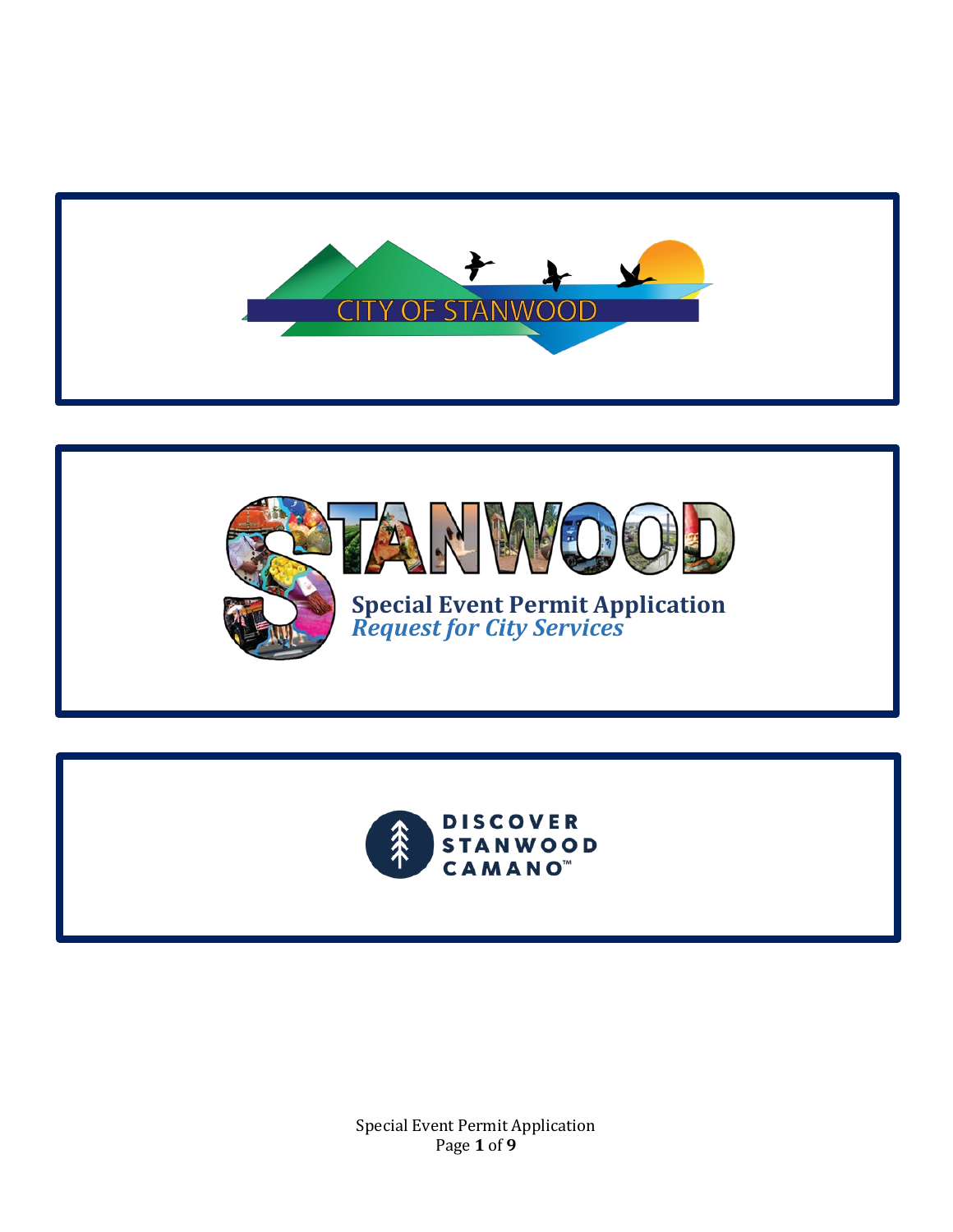CITY OF STANWOOD

# STANWOOD

## Special Event Permit Application

### *Request for City Services*

DISCOVER STANWOOD CAMANO™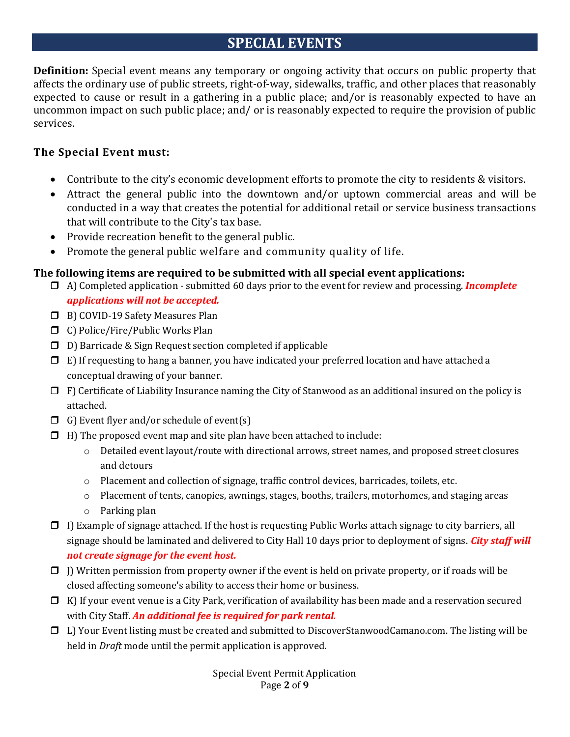# SPECIAL EVENTS

**Definition:** Special event means any temporary or ongoing activity that occurs on public property that affects the ordinary use of public streets, right-of-way, sidewalks, traffic, and other places that reasonably expected to cause or result in a gathering in a public place; and/or is reasonably expected to have an uncommon impact on such public place; and/ or is reasonably expected to require the provision of public services.

### The Special Event must:

- Contribute to the city's economic development efforts to promote the city to residents & visitors.
- Attract the general public into the downtown and/or uptown commercial areas and will be conducted in a way that creates the potential for additional retail or service business transactions that will contribute to the City's tax base.
- Provide recreation benefit to the general public.
- Promote the general public welfare and community quality of life.

**The following items are required to be submitted with all special event applications:**

- ☐ A) Completed application - submitted 60 days prior to the event for review and processing. ***Incomplete applications will not be accepted.***
- ☐ B) COVID-19 Safety Measures Plan
- ☐ C) Police/Fire/Public Works Plan
- ☐ D) Barricade & Sign Request section completed if applicable
- ☐ E) If requesting to hang a banner, you have indicated your preferred location and have attached a conceptual drawing of your banner.
- ☐ F) Certificate of Liability Insurance naming the City of Stanwood as an additional insured on the policy is attached.
- ☐ G) Event flyer and/or schedule of event(s)
- ☐ H) The proposed event map and site plan have been attached to include:
    - Detailed event layout/route with directional arrows, street names, and proposed street closures and detours
    - Placement and collection of signage, traffic control devices, barricades, toilets, etc.
    - Placement of tents, canopies, awnings, stages, booths, trailers, motorhomes, and staging areas
    - Parking plan
- ☐ I) Example of signage attached. If the host is requesting Public Works attach signage to city barriers, all signage should be laminated and delivered to City Hall 10 days prior to deployment of signs. ***City staff will not create signage for the event host.***
- ☐ J) Written permission from property owner if the event is held on private property, or if roads will be closed affecting someone's ability to access their home or business.
- ☐ K) If your event venue is a City Park, verification of availability has been made and a reservation secured with City Staff. ***An additional fee is required for park rental.***
- ☐ L) Your Event listing must be created and submitted to DiscoverStanwoodCamano.com. The listing will be held in *Draft* mode until the permit application is approved.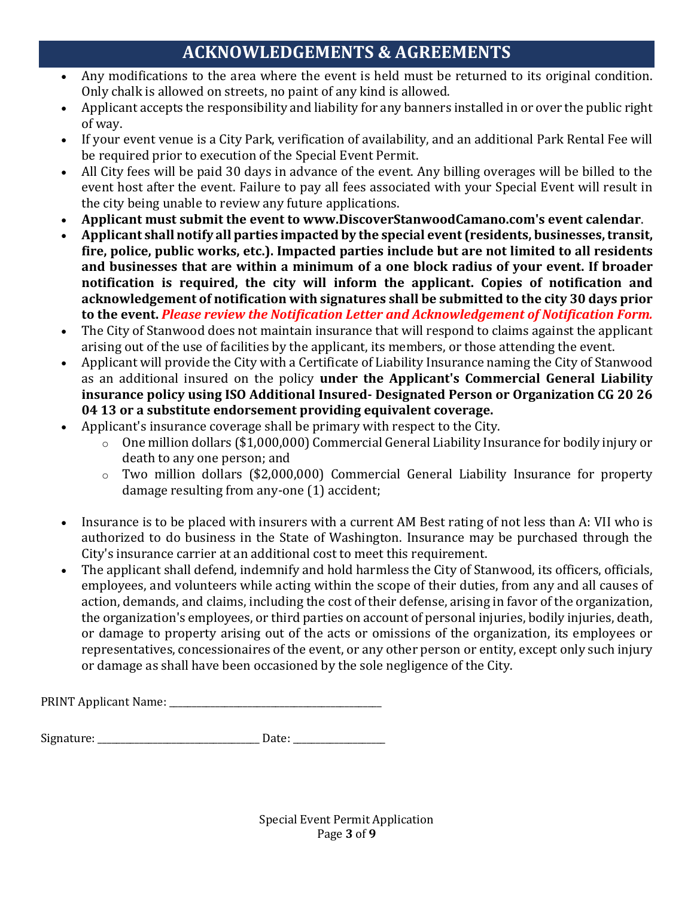## ACKNOWLEDGEMENTS & AGREEMENTS

- Any modifications to the area where the event is held must be returned to its original condition. Only chalk is allowed on streets, no paint of any kind is allowed.
- Applicant accepts the responsibility and liability for any banners installed in or over the public right of way.
- If your event venue is a City Park, verification of availability, and an additional Park Rental Fee will be required prior to execution of the Special Event Permit.
- All City fees will be paid 30 days in advance of the event. Any billing overages will be billed to the event host after the event. Failure to pay all fees associated with your Special Event will result in the city being unable to review any future applications.
- **Applicant must submit the event to www.DiscoverStanwoodCamano.com's event calendar**.
- **Applicant shall notify all parties impacted by the special event (residents, businesses, transit, fire, police, public works, etc.). Impacted parties include but are not limited to all residents and businesses that are within a minimum of a one block radius of your event. If broader notification is required, the city will inform the applicant. Copies of notification and acknowledgement of notification with signatures shall be submitted to the city 30 days prior to the event.** ***Please review the Notification Letter and Acknowledgement of Notification Form.***
- The City of Stanwood does not maintain insurance that will respond to claims against the applicant arising out of the use of facilities by the applicant, its members, or those attending the event.
- Applicant will provide the City with a Certificate of Liability Insurance naming the City of Stanwood as an additional insured on the policy **under the Applicant's Commercial General Liability insurance policy using ISO Additional Insured- Designated Person or Organization CG 20 26 04 13 or a substitute endorsement providing equivalent coverage.**
- Applicant's insurance coverage shall be primary with respect to the City.
  - One million dollars ($1,000,000) Commercial General Liability Insurance for bodily injury or death to any one person; and
  - Two million dollars ($2,000,000) Commercial General Liability Insurance for property damage resulting from any-one (1) accident;
- Insurance is to be placed with insurers with a current AM Best rating of not less than A: VII who is authorized to do business in the State of Washington. Insurance may be purchased through the City's insurance carrier at an additional cost to meet this requirement.
- The applicant shall defend, indemnify and hold harmless the City of Stanwood, its officers, officials, employees, and volunteers while acting within the scope of their duties, from any and all causes of action, demands, and claims, including the cost of their defense, arising in favor of the organization, the organization's employees, or third parties on account of personal injuries, bodily injuries, death, or damage to property arising out of the acts or omissions of the organization, its employees or representatives, concessionaires of the event, or any other person or entity, except only such injury or damage as shall have been occasioned by the sole negligence of the City.

PRINT Applicant Name: ___________________________________________

Signature: _________________________________ Date: __________________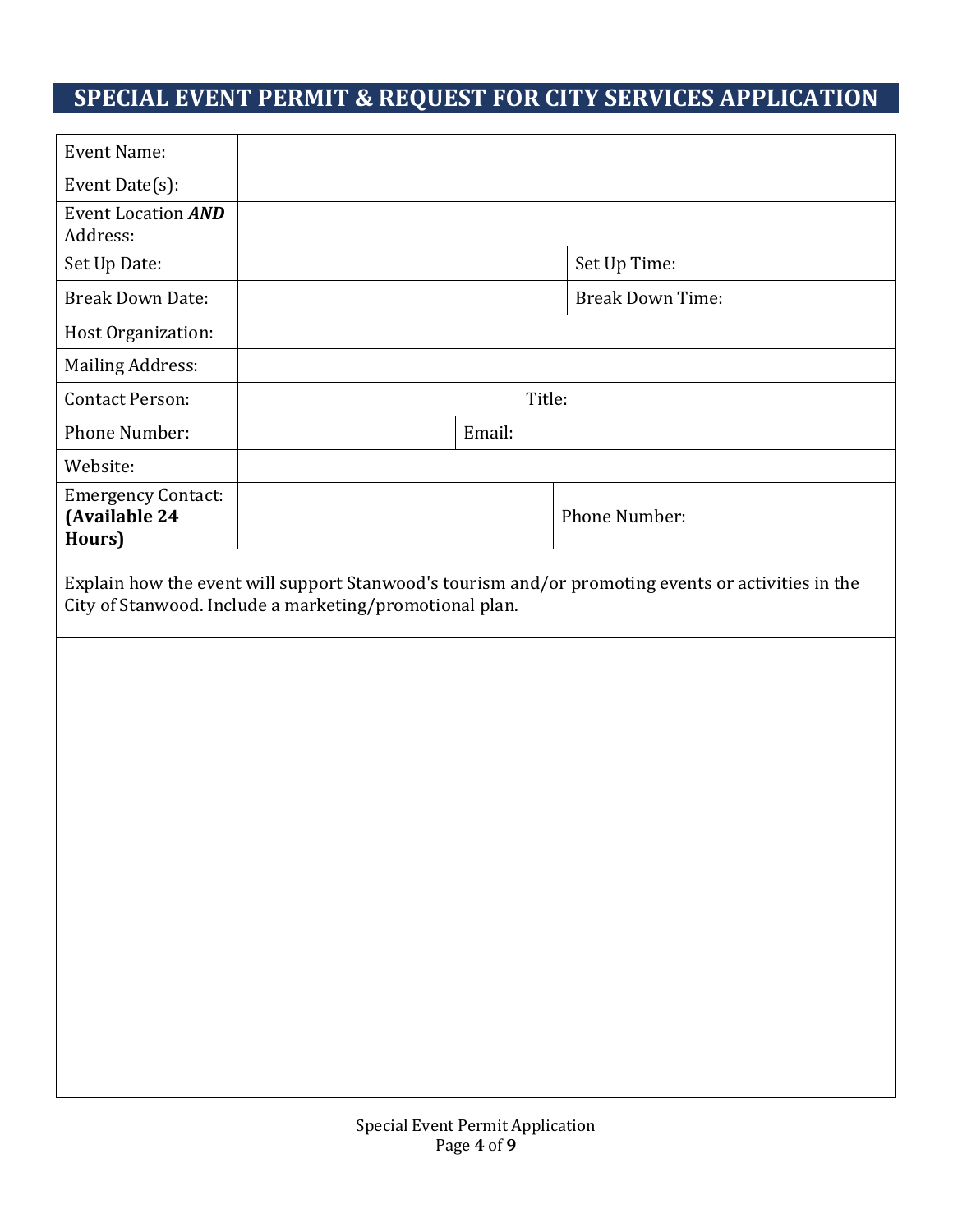# SPECIAL EVENT PERMIT & REQUEST FOR CITY SERVICES APPLICATION

| | | | |
|---|---|---|---|
| Event Name: | | | |
| Event Date(s): | | | |
| Event Location ***AND*** Address: | | | |
| Set Up Date: | | Set Up Time: | |
| Break Down Date: | | Break Down Time: | |
| Host Organization: | | | |
| Mailing Address: | | | |
| Contact Person: | | Title: | |
| Phone Number: | | Email: | |
| Website: | | | |
| Emergency Contact: **(Available 24 Hours)** | | Phone Number: | |

| Explain how the event will support Stanwood's tourism and/or promoting events or activities in the City of Stanwood. Include a marketing/promotional plan. |
|---|
| |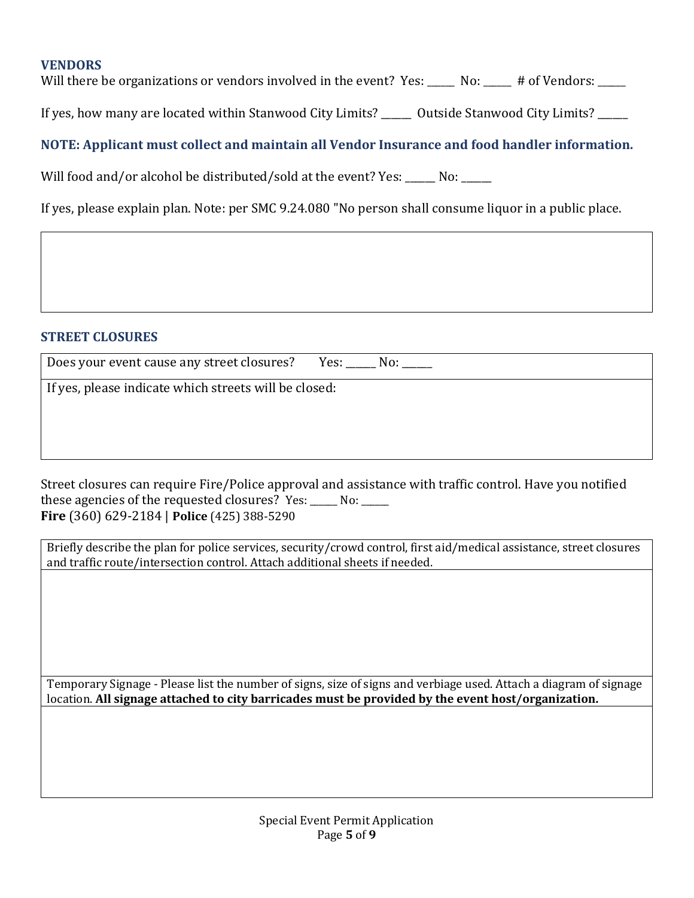## VENDORS

Will there be organizations or vendors involved in the event? Yes: _____ No: _____ # of Vendors: _____

If yes, how many are located within Stanwood City Limits? _____ Outside Stanwood City Limits? _____

**NOTE: Applicant must collect and maintain all Vendor Insurance and food handler information.**

Will food and/or alcohol be distributed/sold at the event? Yes: ______ No: ______

If yes, please explain plan. Note: per SMC 9.24.080 "No person shall consume liquor in a public place.

| |
|---|
| |

## STREET CLOSURES

| Does your event cause any street closures? Yes: _____ No: _____ |
|---|
| If yes, please indicate which streets will be closed: |

Street closures can require Fire/Police approval and assistance with traffic control. Have you notified these agencies of the requested closures? Yes: _____ No: _____
**Fire** (360) 629-2184 | **Police** (425) 388-5290

| Briefly describe the plan for police services, security/crowd control, first aid/medical assistance, street closures and traffic route/intersection control. Attach additional sheets if needed. |
|---|
| |
| Temporary Signage - Please list the number of signs, size of signs and verbiage used. Attach a diagram of signage location. **All signage attached to city barricades must be provided by the event host/organization.** |
| |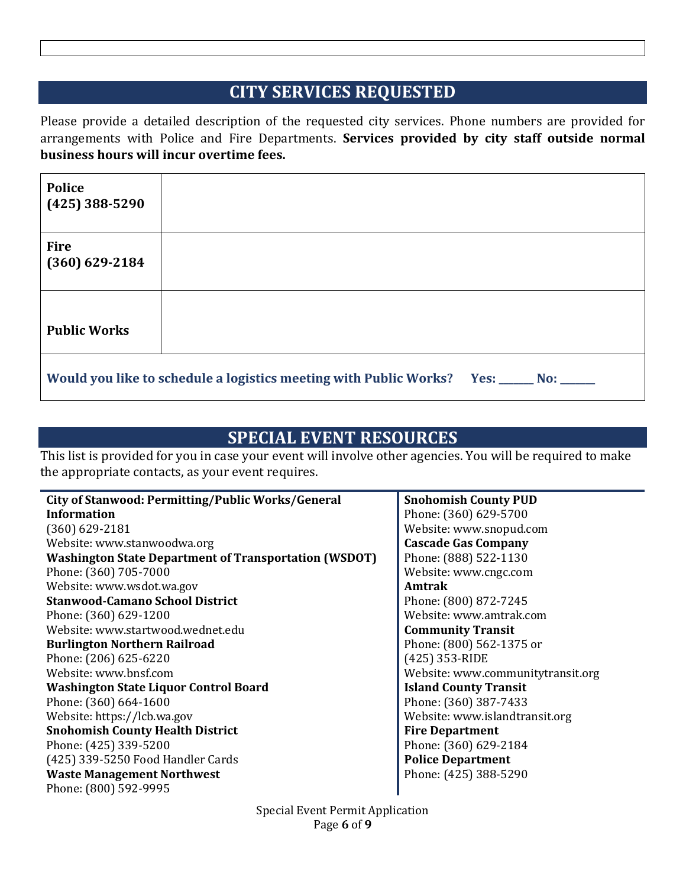## CITY SERVICES REQUESTED

Please provide a detailed description of the requested city services. Phone numbers are provided for arrangements with Police and Fire Departments. **Services provided by city staff outside normal business hours will incur overtime fees.**

| | |
|---|---|
| **Police (425) 388-5290** | |
| **Fire (360) 629-2184** | |
| **Public Works** | |
| **Would you like to schedule a logistics meeting with Public Works? Yes: ______ No: ______** | |

## SPECIAL EVENT RESOURCES

This list is provided for you in case your event will involve other agencies. You will be required to make the appropriate contacts, as your event requires.

**City of Stanwood: Permitting/Public Works/General Information**
(360) 629-2181
Website: www.stanwoodwa.org

**Washington State Department of Transportation (WSDOT)**
Phone: (360) 705-7000
Website: www.wsdot.wa.gov

**Stanwood-Camano School District**
Phone: (360) 629-1200
Website: www.startwood.wednet.edu

**Burlington Northern Railroad**
Phone: (206) 625-6220
Website: www.bnsf.com

**Washington State Liquor Control Board**
Phone: (360) 664-1600
Website: https://lcb.wa.gov

**Snohomish County Health District**
Phone: (425) 339-5200
(425) 339-5250 Food Handler Cards

**Waste Management Northwest**
Phone: (800) 592-9995

**Snohomish County PUD**
Phone: (360) 629-5700
Website: www.snopud.com

**Cascade Gas Company**
Phone: (888) 522-1130
Website: www.cngc.com

**Amtrak**
Phone: (800) 872-7245
Website: www.amtrak.com

**Community Transit**
Phone: (800) 562-1375 or
(425) 353-RIDE
Website: www.communitytransit.org

**Island County Transit**
Phone: (360) 387-7433
Website: www.islandtransit.org

**Fire Department**
Phone: (360) 629-2184

**Police Department**
Phone: (425) 388-5290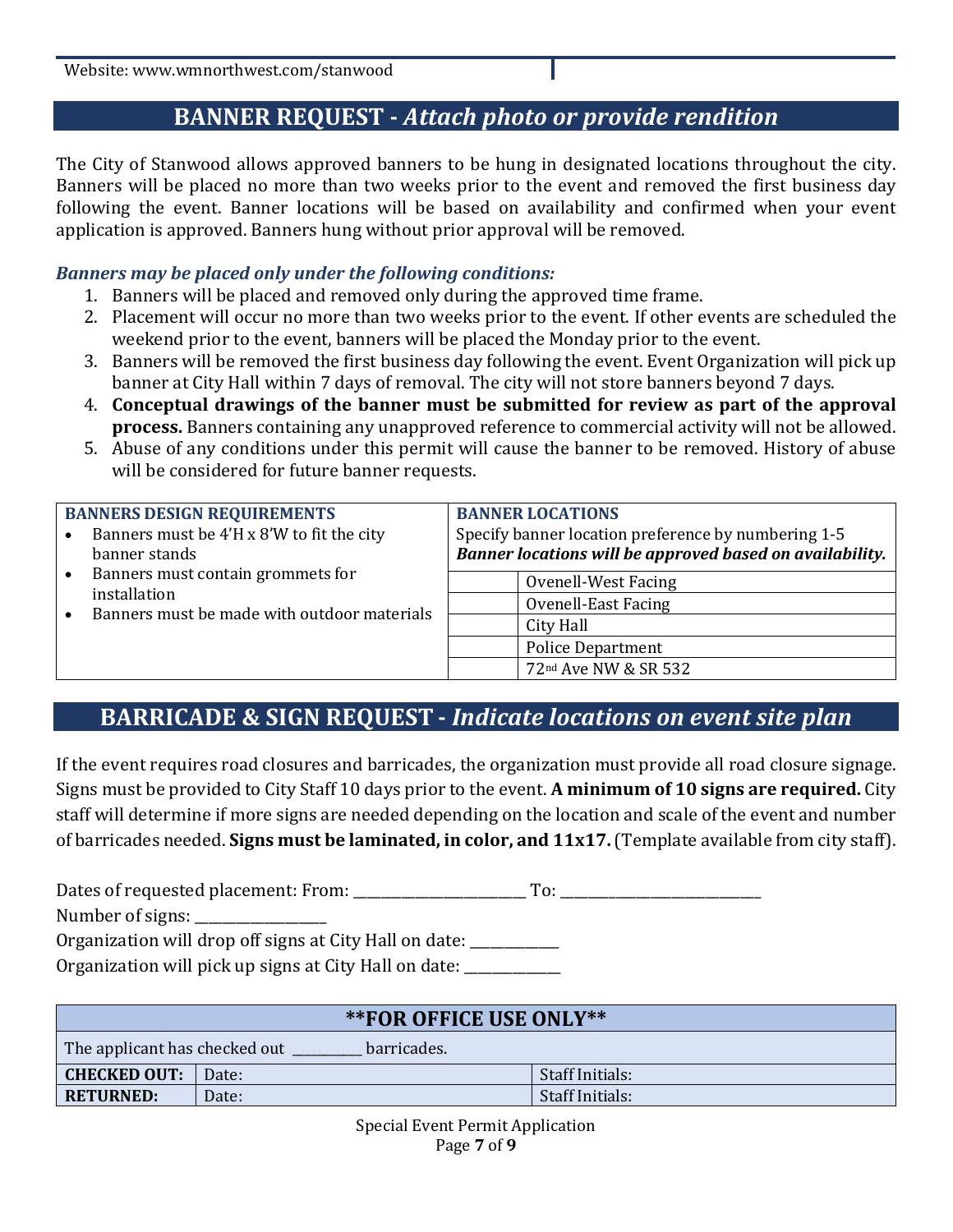Website: www.wmnorthwest.com/stanwood

## BANNER REQUEST - *Attach photo or provide rendition*

The City of Stanwood allows approved banners to be hung in designated locations throughout the city. Banners will be placed no more than two weeks prior to the event and removed the first business day following the event. Banner locations will be based on availability and confirmed when your event application is approved. Banners hung without prior approval will be removed.

***Banners may be placed only under the following conditions:***

1. Banners will be placed and removed only during the approved time frame.
2. Placement will occur no more than two weeks prior to the event. If other events are scheduled the weekend prior to the event, banners will be placed the Monday prior to the event.
3. Banners will be removed the first business day following the event. Event Organization will pick up banner at City Hall within 7 days of removal. The city will not store banners beyond 7 days.
4. **Conceptual drawings of the banner must be submitted for review as part of the approval process.** Banners containing any unapproved reference to commercial activity will not be allowed.
5. Abuse of any conditions under this permit will cause the banner to be removed. History of abuse will be considered for future banner requests.

**BANNERS DESIGN REQUIREMENTS**

- Banners must be 4'H x 8'W to fit the city banner stands
- Banners must contain grommets for installation
- Banners must be made with outdoor materials

**BANNER LOCATIONS**

Specify banner location preference by numbering 1-5
***Banner locations will be approved based on availability.***

| Preference | Location |
|---|---|
| | Ovenell-West Facing |
| | Ovenell-East Facing |
| | City Hall |
| | Police Department |
| | 72nd Ave NW & SR 532 |

## BARRICADE & SIGN REQUEST - *Indicate locations on event site plan*

If the event requires road closures and barricades, the organization must provide all road closure signage. Signs must be provided to City Staff 10 days prior to the event. **A minimum of 10 signs are required.** City staff will determine if more signs are needed depending on the location and scale of the event and number of barricades needed. **Signs must be laminated, in color, and 11x17.** (Template available from city staff).

Dates of requested placement: From: ______________________ To: ___________________________

Number of signs: _________________

Organization will drop off signs at City Hall on date: ___________

Organization will pick up signs at City Hall on date: ____________

| **\*\*FOR OFFICE USE ONLY\*\*** | | |
|---|---|---|
| The applicant has checked out _________ barricades. | | |
| **CHECKED OUT:** | Date: | Staff Initials: |
| **RETURNED:** | Date: | Staff Initials: |

Special Event Permit Application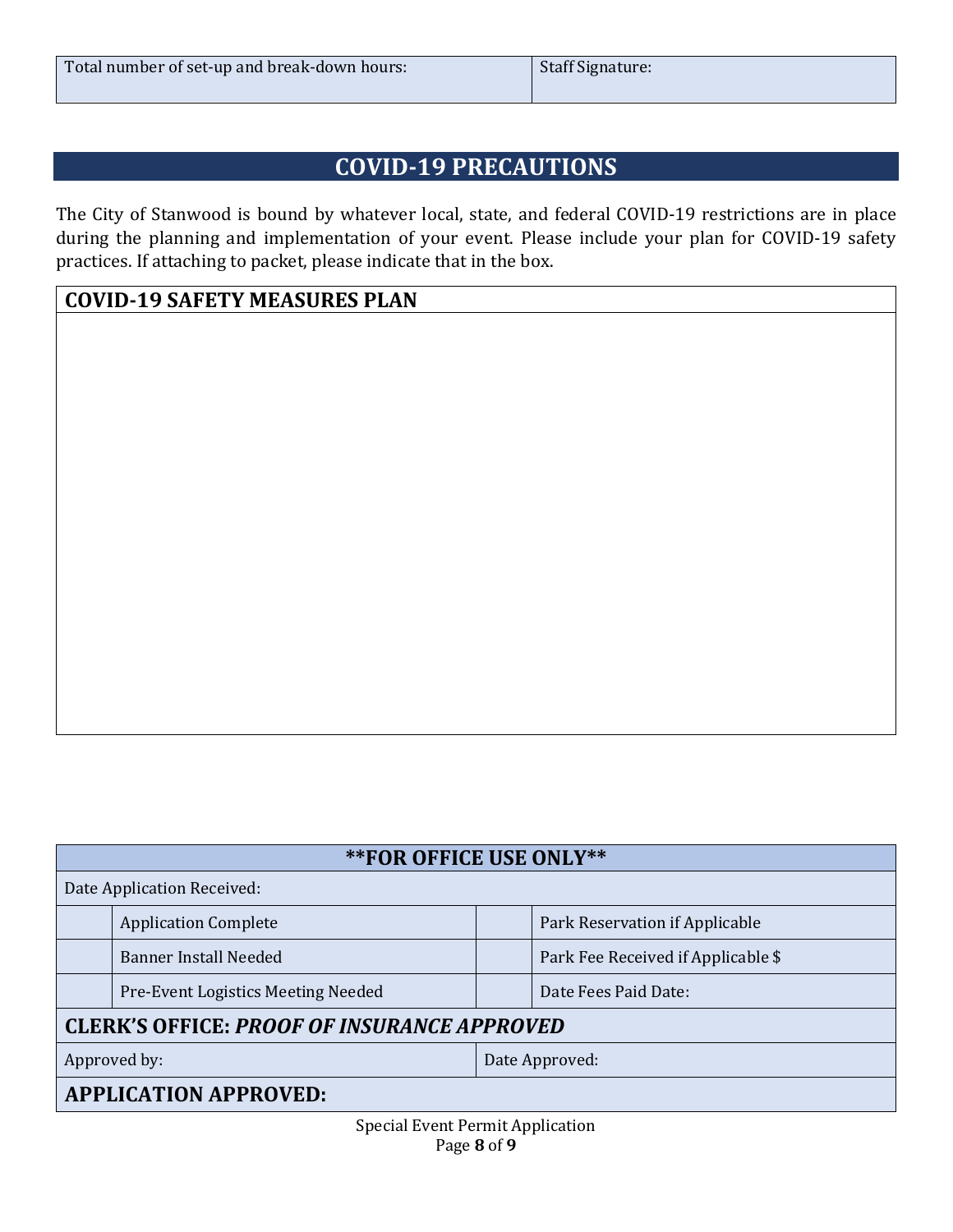| Total number of set-up and break-down hours: | Staff Signature: |
|---|---|

## COVID-19 PRECAUTIONS

The City of Stanwood is bound by whatever local, state, and federal COVID-19 restrictions are in place during the planning and implementation of your event. Please include your plan for COVID-19 safety practices. If attaching to packet, please indicate that in the box.

| COVID-19 SAFETY MEASURES PLAN |
|---|
| |

| **FOR OFFICE USE ONLY** | | | |
|---|---|---|---|
| Date Application Received: | | | |
| | Application Complete | | Park Reservation if Applicable |
| | Banner Install Needed | | Park Fee Received if Applicable $ |
| | Pre-Event Logistics Meeting Needed | | Date Fees Paid Date: |
| **CLERK'S OFFICE: *PROOF OF INSURANCE APPROVED*** | | | |
| Approved by: | | Date Approved: | |
| **APPLICATION APPROVED:** | | | |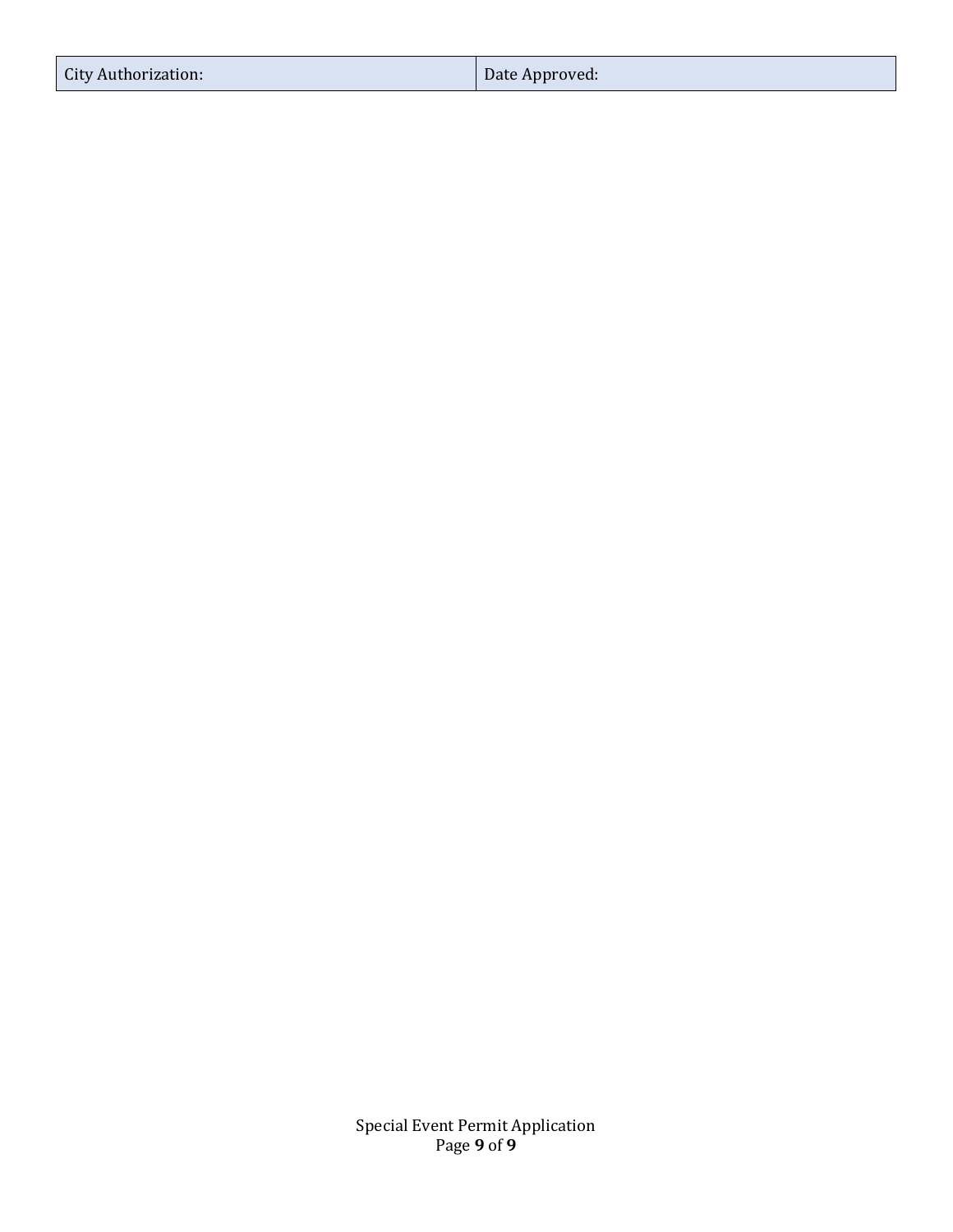| | |
|---|---|
| City Authorization: | Date Approved: |